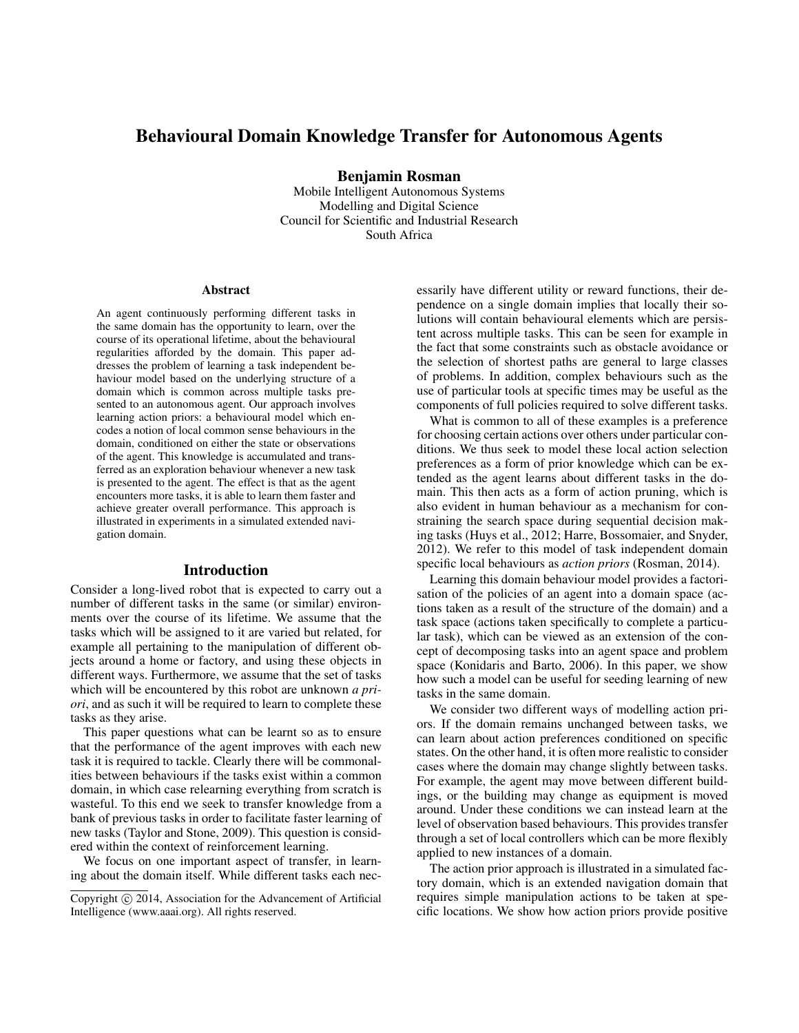# Behavioural Domain Knowledge Transfer for Autonomous Agents

**Benjamin Rosman**
Mobile Intelligent Autonomous Systems
Modelling and Digital Science
Council for Scientific and Industrial Research
South Africa

### Abstract

An agent continuously performing different tasks in the same domain has the opportunity to learn, over the course of its operational lifetime, about the behavioural regularities afforded by the domain. This paper addresses the problem of learning a task independent behaviour model based on the underlying structure of a domain which is common across multiple tasks presented to an autonomous agent. Our approach involves learning action priors: a behavioural model which encodes a notion of local common sense behaviours in the domain, conditioned on either the state or observations of the agent. This knowledge is accumulated and transferred as an exploration behaviour whenever a new task is presented to the agent. The effect is that as the agent encounters more tasks, it is able to learn them faster and achieve greater overall performance. This approach is illustrated in experiments in a simulated extended navigation domain.

## Introduction

Consider a long-lived robot that is expected to carry out a number of different tasks in the same (or similar) environments over the course of its lifetime. We assume that the tasks which will be assigned to it are varied but related, for example all pertaining to the manipulation of different objects around a home or factory, and using these objects in different ways. Furthermore, we assume that the set of tasks which will be encountered by this robot are unknown *a priori*, and as such it will be required to learn to complete these tasks as they arise.

This paper questions what can be learnt so as to ensure that the performance of the agent improves with each new task it is required to tackle. Clearly there will be commonalities between behaviours if the tasks exist within a common domain, in which case relearning everything from scratch is wasteful. To this end we seek to transfer knowledge from a bank of previous tasks in order to facilitate faster learning of new tasks (Taylor and Stone, 2009). This question is considered within the context of reinforcement learning.

We focus on one important aspect of transfer, in learning about the domain itself. While different tasks each necessarily have different utility or reward functions, their dependence on a single domain implies that locally their solutions will contain behavioural elements which are persistent across multiple tasks. This can be seen for example in the fact that some constraints such as obstacle avoidance or the selection of shortest paths are general to large classes of problems. In addition, complex behaviours such as the use of particular tools at specific times may be useful as the components of full policies required to solve different tasks.

What is common to all of these examples is a preference for choosing certain actions over others under particular conditions. We thus seek to model these local action selection preferences as a form of prior knowledge which can be extended as the agent learns about different tasks in the domain. This then acts as a form of action pruning, which is also evident in human behaviour as a mechanism for constraining the search space during sequential decision making tasks (Huys et al., 2012; Harre, Bossomaier, and Snyder, 2012). We refer to this model of task independent domain specific local behaviours as *action priors* (Rosman, 2014).

Learning this domain behaviour model provides a factorisation of the policies of an agent into a domain space (actions taken as a result of the structure of the domain) and a task space (actions taken specifically to complete a particular task), which can be viewed as an extension of the concept of decomposing tasks into an agent space and problem space (Konidaris and Barto, 2006). In this paper, we show how such a model can be useful for seeding learning of new tasks in the same domain.

We consider two different ways of modelling action priors. If the domain remains unchanged between tasks, we can learn about action preferences conditioned on specific states. On the other hand, it is often more realistic to consider cases where the domain may change slightly between tasks. For example, the agent may move between different buildings, or the building may change as equipment is moved around. Under these conditions we can instead learn at the level of observation based behaviours. This provides transfer through a set of local controllers which can be more flexibly applied to new instances of a domain.

The action prior approach is illustrated in a simulated factory domain, which is an extended navigation domain that requires simple manipulation actions to be taken at specific locations. We show how action priors provide positive

Copyright © 2014, Association for the Advancement of Artificial Intelligence (www.aaai.org). All rights reserved.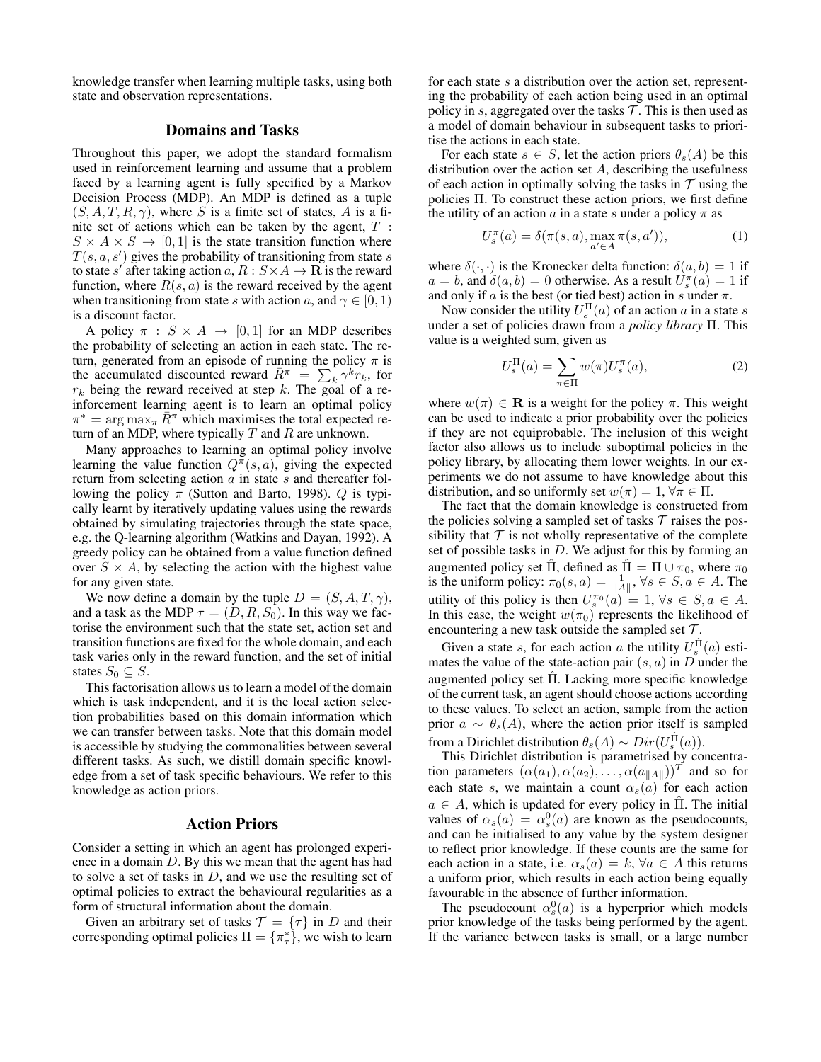knowledge transfer when learning multiple tasks, using both state and observation representations.

## Domains and Tasks

Throughout this paper, we adopt the standard formalism used in reinforcement learning and assume that a problem faced by a learning agent is fully specified by a Markov Decision Process (MDP). An MDP is defined as a tuple $(S, A, T, R, \gamma)$, where $S$ is a finite set of states, $A$ is a finite set of actions which can be taken by the agent, $T : S \times A \times S \to [0, 1]$ is the state transition function where $T(s, a, s')$ gives the probability of transitioning from state $s$ to state $s'$ after taking action $a$, $R : S \times A \to \mathbf{R}$ is the reward function, where $R(s, a)$ is the reward received by the agent when transitioning from state $s$ with action $a$, and $\gamma \in [0, 1)$ is a discount factor.

A policy $\pi : S \times A \to [0, 1]$ for an MDP describes the probability of selecting an action in each state. The return, generated from an episode of running the policy $\pi$ is the accumulated discounted reward $\bar{R}^\pi = \sum_k \gamma^k r_k$, for $r_k$ being the reward received at step $k$. The goal of a reinforcement learning agent is to learn an optimal policy $\pi^* = \arg\max_\pi \bar{R}^\pi$ which maximises the total expected return of an MDP, where typically $T$ and $R$ are unknown.

Many approaches to learning an optimal policy involve learning the value function $Q^\pi(s, a)$, giving the expected return from selecting action $a$ in state $s$ and thereafter following the policy $\pi$ (Sutton and Barto, 1998). $Q$ is typically learnt by iteratively updating values using the rewards obtained by simulating trajectories through the state space, e.g. the Q-learning algorithm (Watkins and Dayan, 1992). A greedy policy can be obtained from a value function defined over $S \times A$, by selecting the action with the highest value for any given state.

We now define a domain by the tuple $D = (S, A, T, \gamma)$, and a task as the MDP $\tau = (D, R, S_0)$. In this way we factorise the environment such that the state set, action set and transition functions are fixed for the whole domain, and each task varies only in the reward function, and the set of initial states $S_0 \subseteq S$.

This factorisation allows us to learn a model of the domain which is task independent, and it is the local action selection probabilities based on this domain information which we can transfer between tasks. Note that this domain model is accessible by studying the commonalities between several different tasks. As such, we distill domain specific knowledge from a set of task specific behaviours. We refer to this knowledge as action priors.

## Action Priors

Consider a setting in which an agent has prolonged experience in a domain $D$. By this we mean that the agent has had to solve a set of tasks in $D$, and we use the resulting set of optimal policies to extract the behavioural regularities as a form of structural information about the domain.

Given an arbitrary set of tasks $\mathcal{T} = \{\tau\}$ in $D$ and their corresponding optimal policies $\Pi = \{\pi^*_\tau\}$, we wish to learn for each state $s$ a distribution over the action set, representing the probability of each action being used in an optimal policy in $s$, aggregated over the tasks $\mathcal{T}$. This is then used as a model of domain behaviour in subsequent tasks to prioritise the actions in each state.

For each state $s \in S$, let the action priors $\theta_s(A)$ be this distribution over the action set $A$, describing the usefulness of each action in optimally solving the tasks in $\mathcal{T}$ using the policies $\Pi$. To construct these action priors, we first define the utility of an action $a$ in a state $s$ under a policy $\pi$ as

$$U^\pi_s(a) = \delta(\pi(s, a), \max_{a' \in A} \pi(s, a')), \tag{1}$$

where $\delta(\cdot, \cdot)$ is the Kronecker delta function: $\delta(a, b) = 1$ if $a = b$, and $\delta(a, b) = 0$ otherwise. As a result $U^\pi_s(a) = 1$ if and only if $a$ is the best (or tied best) action in $s$ under $\pi$.

Now consider the utility $U^\Pi_s(a)$ of an action $a$ in a state $s$ under a set of policies drawn from a *policy library* $\Pi$. This value is a weighted sum, given as

$$U^\Pi_s(a) = \sum_{\pi \in \Pi} w(\pi) U^\pi_s(a), \tag{2}$$

where $w(\pi) \in \mathbf{R}$ is a weight for the policy $\pi$. This weight can be used to indicate a prior probability over the policies if they are not equiprobable. The inclusion of this weight factor also allows us to include suboptimal policies in the policy library, by allocating them lower weights. In our experiments we do not assume to have knowledge about this distribution, and so uniformly set $w(\pi) = 1, \forall \pi \in \Pi$.

The fact that the domain knowledge is constructed from the policies solving a sampled set of tasks $\mathcal{T}$ raises the possibility that $\mathcal{T}$ is not wholly representative of the complete set of possible tasks in $D$. We adjust for this by forming an augmented policy set $\hat{\Pi}$, defined as $\hat{\Pi} = \Pi \cup \pi_0$, where $\pi_0$ is the uniform policy: $\pi_0(s, a) = \frac{1}{\|A\|}, \forall s \in S, a \in A$. The utility of this policy is then $U^{\pi_0}_s(a) = 1, \forall s \in S, a \in A$. In this case, the weight $w(\pi_0)$ represents the likelihood of encountering a new task outside the sampled set $\mathcal{T}$.

Given a state $s$, for each action $a$ the utility $U^{\hat{\Pi}}_s(a)$ estimates the value of the state-action pair $(s, a)$ in $D$ under the augmented policy set $\hat{\Pi}$. Lacking more specific knowledge of the current task, an agent should choose actions according to these values. To select an action, sample from the action prior $a \sim \theta_s(A)$, where the action prior itself is sampled from a Dirichlet distribution $\theta_s(A) \sim Dir(U^{\hat{\Pi}}_s(a))$.

This Dirichlet distribution is parametrised by concentration parameters $(\alpha(a_1), \alpha(a_2), \ldots, \alpha(a_{\|A\|}))^T$ and so for each state $s$, we maintain a count $\alpha_s(a)$ for each action $a \in A$, which is updated for every policy in $\hat{\Pi}$. The initial values of $\alpha_s(a) = \alpha^0_s(a)$ are known as the pseudocounts, and can be initialised to any value by the system designer to reflect prior knowledge. If these counts are the same for each action in a state, i.e. $\alpha_s(a) = k, \forall a \in A$ this returns a uniform prior, which results in each action being equally favourable in the absence of further information.

The pseudocount $\alpha^0_s(a)$ is a hyperprior which models prior knowledge of the tasks being performed by the agent. If the variance between tasks is small, or a large number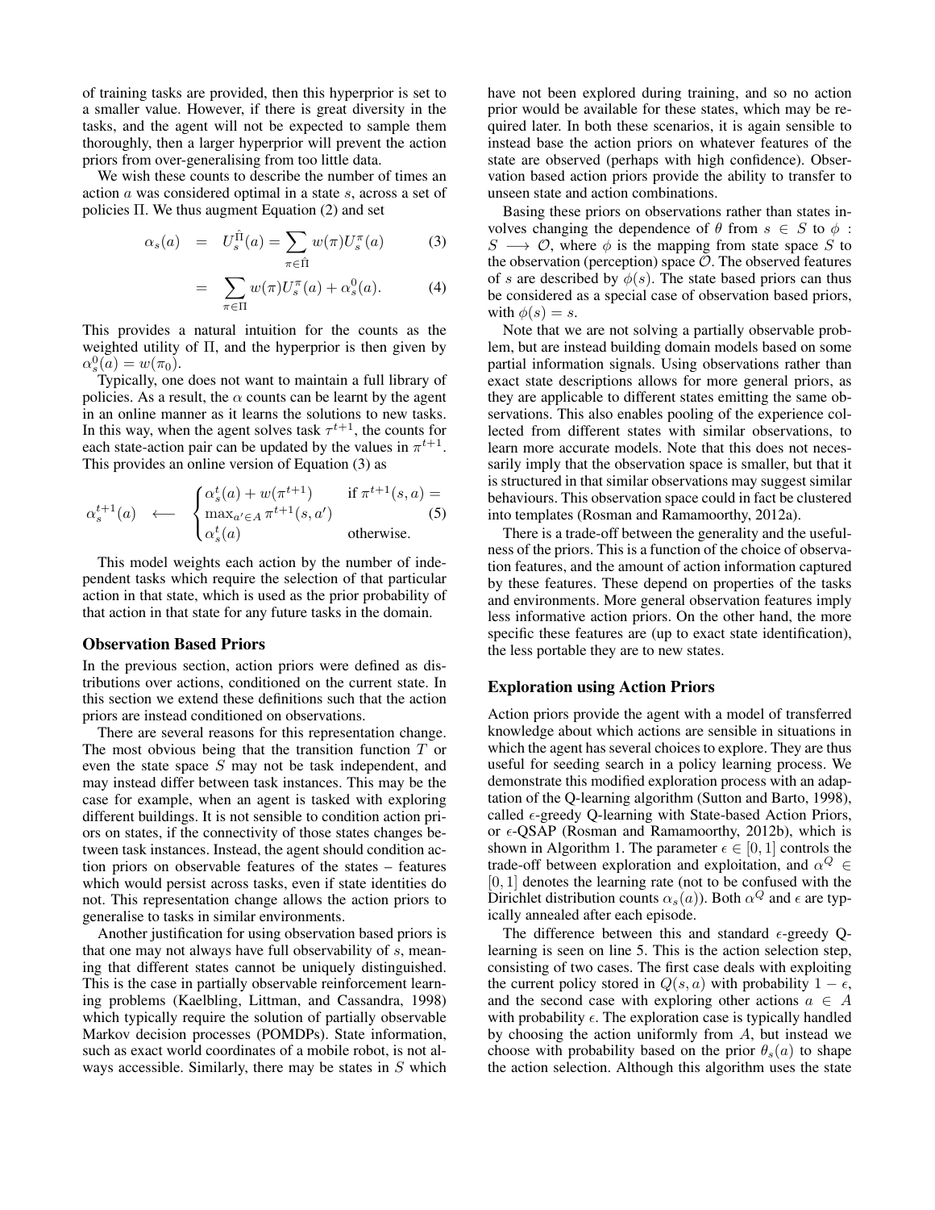of training tasks are provided, then this hyperprior is set to a smaller value. However, if there is great diversity in the tasks, and the agent will not be expected to sample them thoroughly, then a larger hyperprior will prevent the action priors from over-generalising from too little data.

We wish these counts to describe the number of times an action $a$ was considered optimal in a state $s$, across a set of policies $\Pi$. We thus augment Equation (2) and set

$$\alpha_s(a) = U_s^{\hat{\Pi}}(a) = \sum_{\pi \in \hat{\Pi}} w(\pi) U_s^{\pi}(a) \quad (3)$$

$$= \sum_{\pi \in \Pi} w(\pi) U_s^{\pi}(a) + \alpha_s^0(a). \quad (4)$$

This provides a natural intuition for the counts as the weighted utility of $\Pi$, and the hyperprior is then given by $\alpha_s^0(a) = w(\pi_0)$.

Typically, one does not want to maintain a full library of policies. As a result, the $\alpha$ counts can be learnt by the agent in an online manner as it learns the solutions to new tasks. In this way, when the agent solves task $\tau^{t+1}$, the counts for each state-action pair can be updated by the values in $\pi^{t+1}$. This provides an online version of Equation (3) as

$$\alpha_s^{t+1}(a) \longleftarrow \begin{cases} \alpha_s^t(a) + w(\pi^{t+1}) & \text{if } \pi^{t+1}(s,a) = \\ \max_{a' \in A} \pi^{t+1}(s,a') & \\ \alpha_s^t(a) & \text{otherwise.} \end{cases} \quad (5)$$

This model weights each action by the number of independent tasks which require the selection of that particular action in that state, which is used as the prior probability of that action in that state for any future tasks in the domain.

## Observation Based Priors

In the previous section, action priors were defined as distributions over actions, conditioned on the current state. In this section we extend these definitions such that the action priors are instead conditioned on observations.

There are several reasons for this representation change. The most obvious being that the transition function $T$ or even the state space $S$ may not be task independent, and may instead differ between task instances. This may be the case for example, when an agent is tasked with exploring different buildings. It is not sensible to condition action priors on states, if the connectivity of those states changes between task instances. Instead, the agent should condition action priors on observable features of the states – features which would persist across tasks, even if state identities do not. This representation change allows the action priors to generalise to tasks in similar environments.

Another justification for using observation based priors is that one may not always have full observability of $s$, meaning that different states cannot be uniquely distinguished. This is the case in partially observable reinforcement learning problems (Kaelbling, Littman, and Cassandra, 1998) which typically require the solution of partially observable Markov decision processes (POMDPs). State information, such as exact world coordinates of a mobile robot, is not always accessible. Similarly, there may be states in $S$ which have not been explored during training, and so no action prior would be available for these states, which may be required later. In both these scenarios, it is again sensible to instead base the action priors on whatever features of the state are observed (perhaps with high confidence). Observation based action priors provide the ability to transfer to unseen state and action combinations.

Basing these priors on observations rather than states involves changing the dependence of $\theta$ from $s \in S$ to $\phi : S \longrightarrow \mathcal{O}$, where $\phi$ is the mapping from state space $S$ to the observation (perception) space $\mathcal{O}$. The observed features of $s$ are described by $\phi(s)$. The state based priors can thus be considered as a special case of observation based priors, with $\phi(s) = s$.

Note that we are not solving a partially observable problem, but are instead building domain models based on some partial information signals. Using observations rather than exact state descriptions allows for more general priors, as they are applicable to different states emitting the same observations. This also enables pooling of the experience collected from different states with similar observations, to learn more accurate models. Note that this does not necessarily imply that the observation space is smaller, but that it is structured in that similar observations may suggest similar behaviours. This observation space could in fact be clustered into templates (Rosman and Ramamoorthy, 2012a).

There is a trade-off between the generality and the usefulness of the priors. This is a function of the choice of observation features, and the amount of action information captured by these features. These depend on properties of the tasks and environments. More general observation features imply less informative action priors. On the other hand, the more specific these features are (up to exact state identification), the less portable they are to new states.

## Exploration using Action Priors

Action priors provide the agent with a model of transferred knowledge about which actions are sensible in situations in which the agent has several choices to explore. They are thus useful for seeding search in a policy learning process. We demonstrate this modified exploration process with an adaptation of the Q-learning algorithm (Sutton and Barto, 1998), called $\epsilon$-greedy Q-learning with State-based Action Priors, or $\epsilon$-QSAP (Rosman and Ramamoorthy, 2012b), which is shown in Algorithm 1. The parameter $\epsilon \in [0, 1]$ controls the trade-off between exploration and exploitation, and $\alpha^Q \in [0, 1]$ denotes the learning rate (not to be confused with the Dirichlet distribution counts $\alpha_s(a)$). Both $\alpha^Q$ and $\epsilon$ are typically annealed after each episode.

The difference between this and standard $\epsilon$-greedy Q-learning is seen on line 5. This is the action selection step, consisting of two cases. The first case deals with exploiting the current policy stored in $Q(s, a)$ with probability $1 - \epsilon$, and the second case with exploring other actions $a \in A$ with probability $\epsilon$. The exploration case is typically handled by choosing the action uniformly from $A$, but instead we choose with probability based on the prior $\theta_s(a)$ to shape the action selection. Although this algorithm uses the state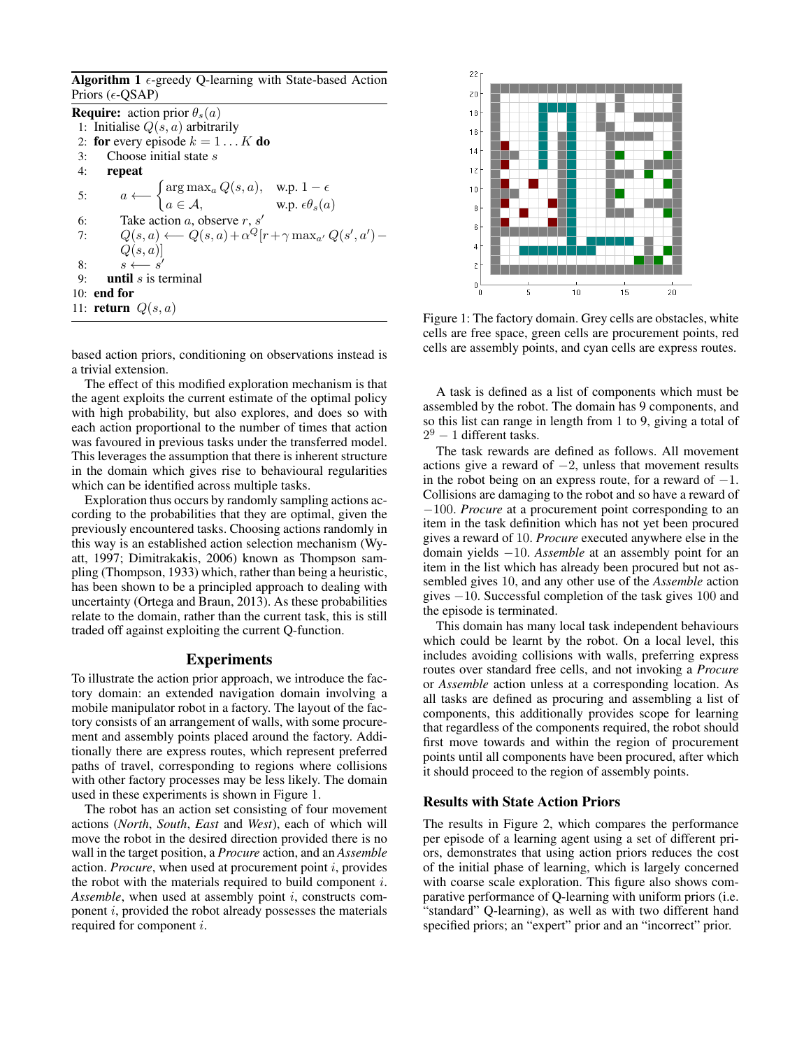**Algorithm 1** $\epsilon$-greedy Q-learning with State-based Action Priors ($\epsilon$-QSAP)

**Require:** action prior $\theta_s(a)$

1: Initialise $Q(s, a)$ arbitrarily
2: **for** every episode $k = 1 \dots K$ **do**
3: Choose initial state $s$
4: **repeat**
5: $a \longleftarrow \begin{cases} \arg\max_a Q(s,a), & \text{w.p. } 1-\epsilon \\ a \in \mathcal{A}, & \text{w.p. } \epsilon\theta_s(a) \end{cases}$
6: Take action $a$, observe $r$, $s'$
7: $Q(s,a) \longleftarrow Q(s,a) + \alpha^Q[r + \gamma \max_{a'} Q(s', a') - Q(s,a)]$
8: $s \longleftarrow s'$
9: **until** $s$ is terminal
10: **end for**
11: **return** $Q(s, a)$

based action priors, conditioning on observations instead is a trivial extension.

The effect of this modified exploration mechanism is that the agent exploits the current estimate of the optimal policy with high probability, but also explores, and does so with each action proportional to the number of times that action was favoured in previous tasks under the transferred model. This leverages the assumption that there is inherent structure in the domain which gives rise to behavioural regularities which can be identified across multiple tasks.

Exploration thus occurs by randomly sampling actions according to the probabilities that they are optimal, given the previously encountered tasks. Choosing actions randomly in this way is an established action selection mechanism (Wyatt, 1997; Dimitrakakis, 2006) known as Thompson sampling (Thompson, 1933) which, rather than being a heuristic, has been shown to be a principled approach to dealing with uncertainty (Ortega and Braun, 2013). As these probabilities relate to the domain, rather than the current task, this is still traded off against exploiting the current Q-function.

## Experiments

To illustrate the action prior approach, we introduce the factory domain: an extended navigation domain involving a mobile manipulator robot in a factory. The layout of the factory consists of an arrangement of walls, with some procurement and assembly points placed around the factory. Additionally there are express routes, which represent preferred paths of travel, corresponding to regions where collisions with other factory processes may be less likely. The domain used in these experiments is shown in Figure 1.

The robot has an action set consisting of four movement actions (*North*, *South*, *East* and *West*), each of which will move the robot in the desired direction provided there is no wall in the target position, a *Procure* action, and an *Assemble* action. *Procure*, when used at procurement point $i$, provides the robot with the materials required to build component $i$. *Assemble*, when used at assembly point $i$, constructs component $i$, provided the robot already possesses the materials required for component $i$.

Figure 1: The factory domain. Grey cells are obstacles, white cells are free space, green cells are procurement points, red cells are assembly points, and cyan cells are express routes.

A task is defined as a list of components which must be assembled by the robot. The domain has 9 components, and so this list can range in length from 1 to 9, giving a total of $2^9 - 1$ different tasks.

The task rewards are defined as follows. All movement actions give a reward of $-2$, unless that movement results in the robot being on an express route, for a reward of $-1$. Collisions are damaging to the robot and so have a reward of $-100$. *Procure* at a procurement point corresponding to an item in the task definition which has not yet been procured gives a reward of 10. *Procure* executed anywhere else in the domain yields $-10$. *Assemble* at an assembly point for an item in the list which has already been procured but not assembled gives 10, and any other use of the *Assemble* action gives $-10$. Successful completion of the task gives 100 and the episode is terminated.

This domain has many local task independent behaviours which could be learnt by the robot. On a local level, this includes avoiding collisions with walls, preferring express routes over standard free cells, and not invoking a *Procure* or *Assemble* action unless at a corresponding location. As all tasks are defined as procuring and assembling a list of components, this additionally provides scope for learning that regardless of the components required, the robot should first move towards and within the region of procurement points until all components have been procured, after which it should proceed to the region of assembly points.

### Results with State Action Priors

The results in Figure 2, which compares the performance per episode of a learning agent using a set of different priors, demonstrates that using action priors reduces the cost of the initial phase of learning, which is largely concerned with coarse scale exploration. This figure also shows comparative performance of Q-learning with uniform priors (i.e. "standard" Q-learning), as well as with two different hand specified priors; an "expert" prior and an "incorrect" prior.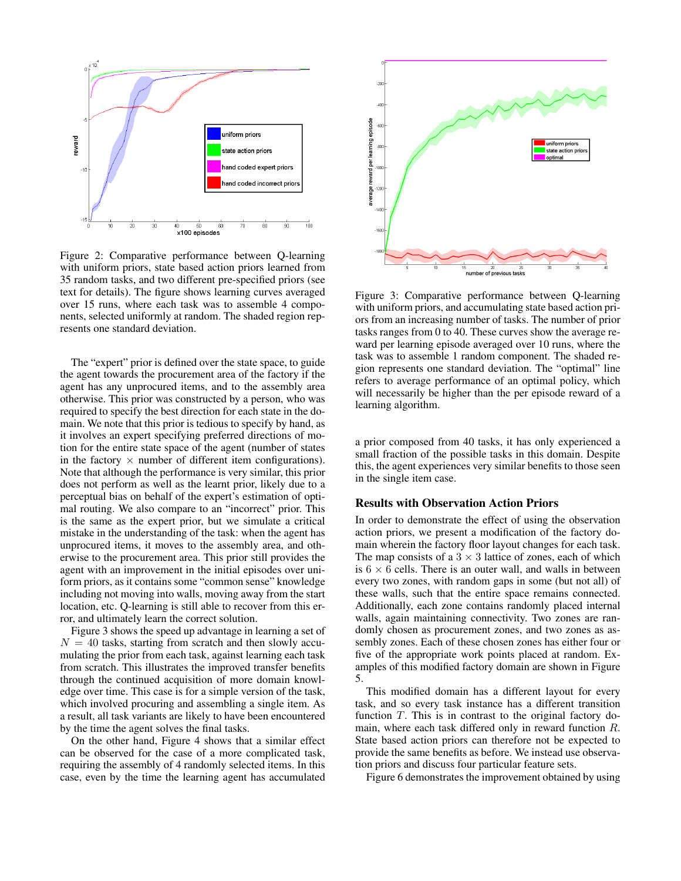Figure 2: Comparative performance between Q-learning with uniform priors, state based action priors learned from 35 random tasks, and two different pre-specified priors (see text for details). The figure shows learning curves averaged over 15 runs, where each task was to assemble 4 components, selected uniformly at random. The shaded region represents one standard deviation.

The "expert" prior is defined over the state space, to guide the agent towards the procurement area of the factory if the agent has any unprocured items, and to the assembly area otherwise. This prior was constructed by a person, who was required to specify the best direction for each state in the domain. We note that this prior is tedious to specify by hand, as it involves an expert specifying preferred directions of motion for the entire state space of the agent (number of states in the factory $\times$ number of different item configurations). Note that although the performance is very similar, this prior does not perform as well as the learnt prior, likely due to a perceptual bias on behalf of the expert's estimation of optimal routing. We also compare to an "incorrect" prior. This is the same as the expert prior, but we simulate a critical mistake in the understanding of the task: when the agent has unprocured items, it moves to the assembly area, and otherwise to the procurement area. This prior still provides the agent with an improvement in the initial episodes over uniform priors, as it contains some "common sense" knowledge including not moving into walls, moving away from the start location, etc. Q-learning is still able to recover from this error, and ultimately learn the correct solution.

Figure 3 shows the speed up advantage in learning a set of $N = 40$ tasks, starting from scratch and then slowly accumulating the prior from each task, against learning each task from scratch. This illustrates the improved transfer benefits through the continued acquisition of more domain knowledge over time. This case is for a simple version of the task, which involved procuring and assembling a single item. As a result, all task variants are likely to have been encountered by the time the agent solves the final tasks.

On the other hand, Figure 4 shows that a similar effect can be observed for the case of a more complicated task, requiring the assembly of 4 randomly selected items. In this case, even by the time the learning agent has accumulated a prior composed from 40 tasks, it has only experienced a small fraction of the possible tasks in this domain. Despite this, the agent experiences very similar benefits to those seen in the single item case.

Figure 3: Comparative performance between Q-learning with uniform priors, and accumulating state based action priors from an increasing number of tasks. The number of prior tasks ranges from 0 to 40. These curves show the average reward per learning episode averaged over 10 runs, where the task was to assemble 1 random component. The shaded region represents one standard deviation. The "optimal" line refers to average performance of an optimal policy, which will necessarily be higher than the per episode reward of a learning algorithm.

## Results with Observation Action Priors

In order to demonstrate the effect of using the observation action priors, we present a modification of the factory domain wherein the factory floor layout changes for each task. The map consists of a $3 \times 3$ lattice of zones, each of which is $6 \times 6$ cells. There is an outer wall, and walls in between every two zones, with random gaps in some (but not all) of these walls, such that the entire space remains connected. Additionally, each zone contains randomly placed internal walls, again maintaining connectivity. Two zones are randomly chosen as procurement zones, and two zones as assembly zones. Each of these chosen zones has either four or five of the appropriate work points placed at random. Examples of this modified factory domain are shown in Figure 5.

This modified domain has a different layout for every task, and so every task instance has a different transition function $T$. This is in contrast to the original factory domain, wherein each task differed only in reward function $R$. State based action priors can therefore not be expected to provide the same benefits as before. We instead use observation priors and discuss four particular feature sets.

Figure 6 demonstrates the improvement obtained by using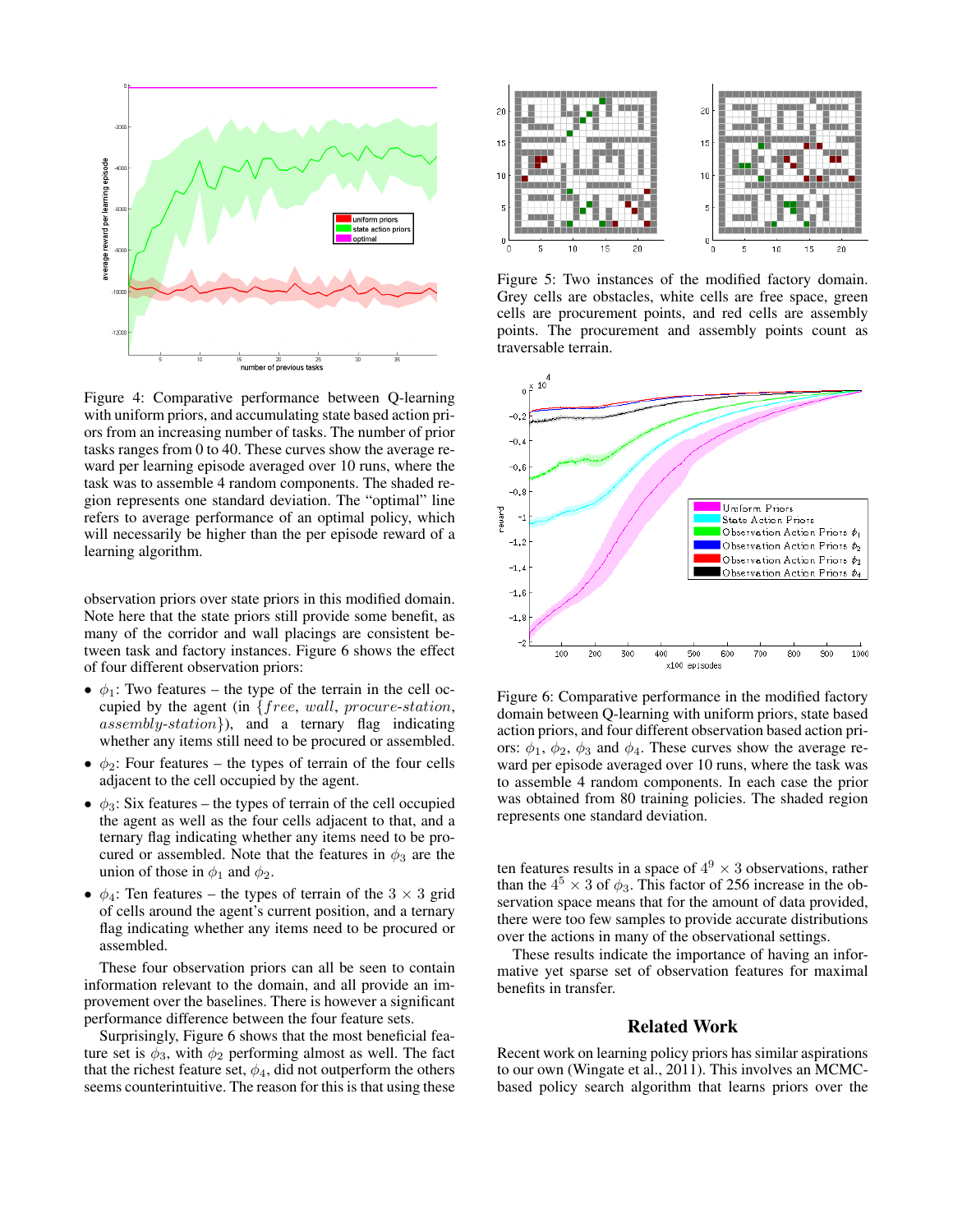Figure 4: Comparative performance between Q-learning with uniform priors, and accumulating state based action priors from an increasing number of tasks. The number of prior tasks ranges from 0 to 40. These curves show the average reward per learning episode averaged over 10 runs, where the task was to assemble 4 random components. The shaded region represents one standard deviation. The "optimal" line refers to average performance of an optimal policy, which will necessarily be higher than the per episode reward of a learning algorithm.

observation priors over state priors in this modified domain. Note here that the state priors still provide some benefit, as many of the corridor and wall placings are consistent between task and factory instances. Figure 6 shows the effect of four different observation priors:

- $\phi_1$: Two features – the type of the terrain in the cell occupied by the agent (in $\{free, wall, procure\text{-}station, assembly\text{-}station\}$), and a ternary flag indicating whether any items still need to be procured or assembled.
- $\phi_2$: Four features – the types of terrain of the four cells adjacent to the cell occupied by the agent.
- $\phi_3$: Six features – the types of terrain of the cell occupied the agent as well as the four cells adjacent to that, and a ternary flag indicating whether any items need to be procured or assembled. Note that the features in $\phi_3$ are the union of those in $\phi_1$ and $\phi_2$.
- $\phi_4$: Ten features – the types of terrain of the $3 \times 3$ grid of cells around the agent's current position, and a ternary flag indicating whether any items need to be procured or assembled.

These four observation priors can all be seen to contain information relevant to the domain, and all provide an improvement over the baselines. There is however a significant performance difference between the four feature sets.

Surprisingly, Figure 6 shows that the most beneficial feature set is $\phi_3$, with $\phi_2$ performing almost as well. The fact that the richest feature set, $\phi_4$, did not outperform the others seems counterintuitive. The reason for this is that using these

Figure 5: Two instances of the modified factory domain. Grey cells are obstacles, white cells are free space, green cells are procurement points, and red cells are assembly points. The procurement and assembly points count as traversable terrain.

Figure 6: Comparative performance in the modified factory domain between Q-learning with uniform priors, state based action priors, and four different observation based action priors: $\phi_1$, $\phi_2$, $\phi_3$ and $\phi_4$. These curves show the average reward per episode averaged over 10 runs, where the task was to assemble 4 random components. In each case the prior was obtained from 80 training policies. The shaded region represents one standard deviation.

ten features results in a space of $4^9 \times 3$ observations, rather than the $4^5 \times 3$ of $\phi_3$. This factor of 256 increase in the observation space means that for the amount of data provided, there were too few samples to provide accurate distributions over the actions in many of the observational settings.

These results indicate the importance of having an informative yet sparse set of observation features for maximal benefits in transfer.

## Related Work

Recent work on learning policy priors has similar aspirations to our own (Wingate et al., 2011). This involves an MCMC-based policy search algorithm that learns priors over the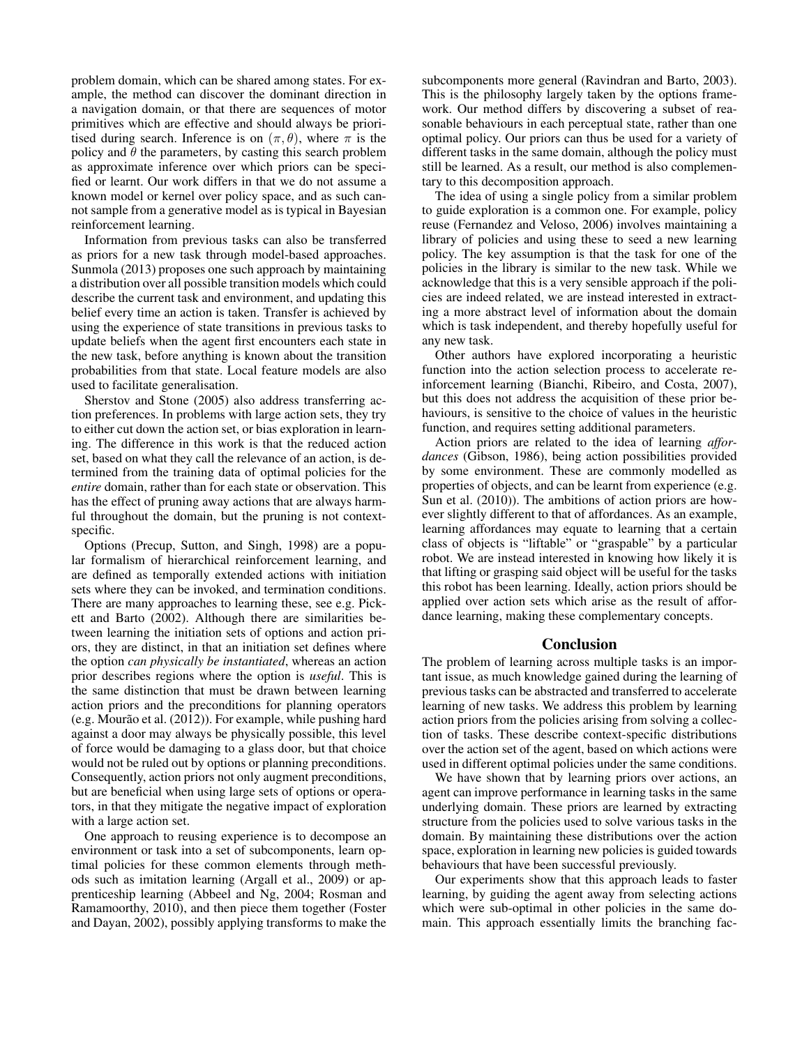problem domain, which can be shared among states. For example, the method can discover the dominant direction in a navigation domain, or that there are sequences of motor primitives which are effective and should always be prioritised during search. Inference is on $(\pi, \theta)$, where $\pi$ is the policy and $\theta$ the parameters, by casting this search problem as approximate inference over which priors can be specified or learnt. Our work differs in that we do not assume a known model or kernel over policy space, and as such cannot sample from a generative model as is typical in Bayesian reinforcement learning.

Information from previous tasks can also be transferred as priors for a new task through model-based approaches. Sunmola (2013) proposes one such approach by maintaining a distribution over all possible transition models which could describe the current task and environment, and updating this belief every time an action is taken. Transfer is achieved by using the experience of state transitions in previous tasks to update beliefs when the agent first encounters each state in the new task, before anything is known about the transition probabilities from that state. Local feature models are also used to facilitate generalisation.

Sherstov and Stone (2005) also address transferring action preferences. In problems with large action sets, they try to either cut down the action set, or bias exploration in learning. The difference in this work is that the reduced action set, based on what they call the relevance of an action, is determined from the training data of optimal policies for the *entire* domain, rather than for each state or observation. This has the effect of pruning away actions that are always harmful throughout the domain, but the pruning is not context-specific.

Options (Precup, Sutton, and Singh, 1998) are a popular formalism of hierarchical reinforcement learning, and are defined as temporally extended actions with initiation sets where they can be invoked, and termination conditions. There are many approaches to learning these, see e.g. Pickett and Barto (2002). Although there are similarities between learning the initiation sets of options and action priors, they are distinct, in that an initiation set defines where the option *can physically be instantiated*, whereas an action prior describes regions where the option is *useful*. This is the same distinction that must be drawn between learning action priors and the preconditions for planning operators (e.g. Mourão et al. (2012)). For example, while pushing hard against a door may always be physically possible, this level of force would be damaging to a glass door, but that choice would not be ruled out by options or planning preconditions. Consequently, action priors not only augment preconditions, but are beneficial when using large sets of options or operators, in that they mitigate the negative impact of exploration with a large action set.

One approach to reusing experience is to decompose an environment or task into a set of subcomponents, learn optimal policies for these common elements through methods such as imitation learning (Argall et al., 2009) or apprenticeship learning (Abbeel and Ng, 2004; Rosman and Ramamoorthy, 2010), and then piece them together (Foster and Dayan, 2002), possibly applying transforms to make the subcomponents more general (Ravindran and Barto, 2003). This is the philosophy largely taken by the options framework. Our method differs by discovering a subset of reasonable behaviours in each perceptual state, rather than one optimal policy. Our priors can thus be used for a variety of different tasks in the same domain, although the policy must still be learned. As a result, our method is also complementary to this decomposition approach.

The idea of using a single policy from a similar problem to guide exploration is a common one. For example, policy reuse (Fernandez and Veloso, 2006) involves maintaining a library of policies and using these to seed a new learning policy. The key assumption is that the task for one of the policies in the library is similar to the new task. While we acknowledge that this is a very sensible approach if the policies are indeed related, we are instead interested in extracting a more abstract level of information about the domain which is task independent, and thereby hopefully useful for any new task.

Other authors have explored incorporating a heuristic function into the action selection process to accelerate reinforcement learning (Bianchi, Ribeiro, and Costa, 2007), but this does not address the acquisition of these prior behaviours, is sensitive to the choice of values in the heuristic function, and requires setting additional parameters.

Action priors are related to the idea of learning *affordances* (Gibson, 1986), being action possibilities provided by some environment. These are commonly modelled as properties of objects, and can be learnt from experience (e.g. Sun et al. (2010)). The ambitions of action priors are however slightly different to that of affordances. As an example, learning affordances may equate to learning that a certain class of objects is "liftable" or "graspable" by a particular robot. We are instead interested in knowing how likely it is that lifting or grasping said object will be useful for the tasks this robot has been learning. Ideally, action priors should be applied over action sets which arise as the result of affordance learning, making these complementary concepts.

## Conclusion

The problem of learning across multiple tasks is an important issue, as much knowledge gained during the learning of previous tasks can be abstracted and transferred to accelerate learning of new tasks. We address this problem by learning action priors from the policies arising from solving a collection of tasks. These describe context-specific distributions over the action set of the agent, based on which actions were used in different optimal policies under the same conditions.

We have shown that by learning priors over actions, an agent can improve performance in learning tasks in the same underlying domain. These priors are learned by extracting structure from the policies used to solve various tasks in the domain. By maintaining these distributions over the action space, exploration in learning new policies is guided towards behaviours that have been successful previously.

Our experiments show that this approach leads to faster learning, by guiding the agent away from selecting actions which were sub-optimal in other policies in the same domain. This approach essentially limits the branching fac-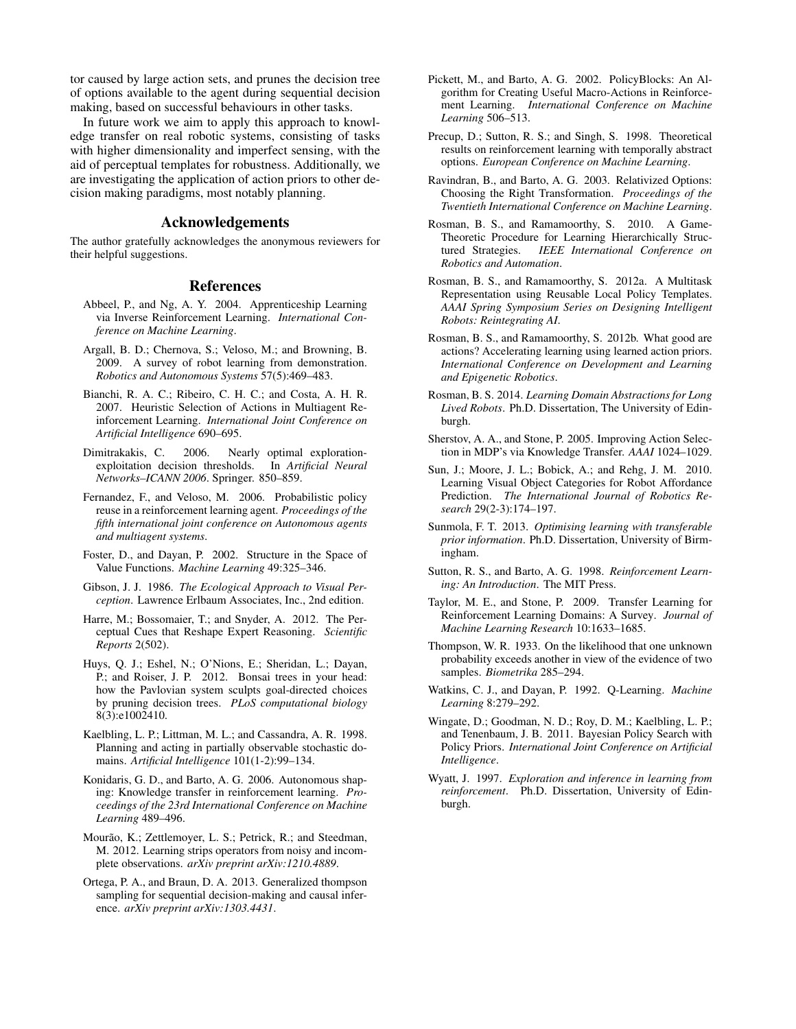tor caused by large action sets, and prunes the decision tree of options available to the agent during sequential decision making, based on successful behaviours in other tasks.

In future work we aim to apply this approach to knowledge transfer on real robotic systems, consisting of tasks with higher dimensionality and imperfect sensing, with the aid of perceptual templates for robustness. Additionally, we are investigating the application of action priors to other decision making paradigms, most notably planning.

## Acknowledgements

The author gratefully acknowledges the anonymous reviewers for their helpful suggestions.

## References

Abbeel, P., and Ng, A. Y. 2004. Apprenticeship Learning via Inverse Reinforcement Learning. *International Conference on Machine Learning*.

Argall, B. D.; Chernova, S.; Veloso, M.; and Browning, B. 2009. A survey of robot learning from demonstration. *Robotics and Autonomous Systems* 57(5):469–483.

Bianchi, R. A. C.; Ribeiro, C. H. C.; and Costa, A. H. R. 2007. Heuristic Selection of Actions in Multiagent Reinforcement Learning. *International Joint Conference on Artificial Intelligence* 690–695.

Dimitrakakis, C. 2006. Nearly optimal exploration-exploitation decision thresholds. In *Artificial Neural Networks–ICANN 2006*. Springer. 850–859.

Fernandez, F., and Veloso, M. 2006. Probabilistic policy reuse in a reinforcement learning agent. *Proceedings of the fifth international joint conference on Autonomous agents and multiagent systems*.

Foster, D., and Dayan, P. 2002. Structure in the Space of Value Functions. *Machine Learning* 49:325–346.

Gibson, J. J. 1986. *The Ecological Approach to Visual Perception*. Lawrence Erlbaum Associates, Inc., 2nd edition.

Harre, M.; Bossomaier, T.; and Snyder, A. 2012. The Perceptual Cues that Reshape Expert Reasoning. *Scientific Reports* 2(502).

Huys, Q. J.; Eshel, N.; O'Nions, E.; Sheridan, L.; Dayan, P.; and Roiser, J. P. 2012. Bonsai trees in your head: how the Pavlovian system sculpts goal-directed choices by pruning decision trees. *PLoS computational biology* 8(3):e1002410.

Kaelbling, L. P.; Littman, M. L.; and Cassandra, A. R. 1998. Planning and acting in partially observable stochastic domains. *Artificial Intelligence* 101(1-2):99–134.

Konidaris, G. D., and Barto, A. G. 2006. Autonomous shaping: Knowledge transfer in reinforcement learning. *Proceedings of the 23rd International Conference on Machine Learning* 489–496.

Mourão, K.; Zettlemoyer, L. S.; Petrick, R.; and Steedman, M. 2012. Learning strips operators from noisy and incomplete observations. *arXiv preprint arXiv:1210.4889*.

Ortega, P. A., and Braun, D. A. 2013. Generalized thompson sampling for sequential decision-making and causal inference. *arXiv preprint arXiv:1303.4431*.

Pickett, M., and Barto, A. G. 2002. PolicyBlocks: An Algorithm for Creating Useful Macro-Actions in Reinforcement Learning. *International Conference on Machine Learning* 506–513.

Precup, D.; Sutton, R. S.; and Singh, S. 1998. Theoretical results on reinforcement learning with temporally abstract options. *European Conference on Machine Learning*.

Ravindran, B., and Barto, A. G. 2003. Relativized Options: Choosing the Right Transformation. *Proceedings of the Twentieth International Conference on Machine Learning*.

Rosman, B. S., and Ramamoorthy, S. 2010. A Game-Theoretic Procedure for Learning Hierarchically Structured Strategies. *IEEE International Conference on Robotics and Automation*.

Rosman, B. S., and Ramamoorthy, S. 2012a. A Multitask Representation using Reusable Local Policy Templates. *AAAI Spring Symposium Series on Designing Intelligent Robots: Reintegrating AI*.

Rosman, B. S., and Ramamoorthy, S. 2012b. What good are actions? Accelerating learning using learned action priors. *International Conference on Development and Learning and Epigenetic Robotics*.

Rosman, B. S. 2014. *Learning Domain Abstractions for Long Lived Robots*. Ph.D. Dissertation, The University of Edinburgh.

Sherstov, A. A., and Stone, P. 2005. Improving Action Selection in MDP's via Knowledge Transfer. *AAAI* 1024–1029.

Sun, J.; Moore, J. L.; Bobick, A.; and Rehg, J. M. 2010. Learning Visual Object Categories for Robot Affordance Prediction. *The International Journal of Robotics Research* 29(2-3):174–197.

Sunmola, F. T. 2013. *Optimising learning with transferable prior information*. Ph.D. Dissertation, University of Birmingham.

Sutton, R. S., and Barto, A. G. 1998. *Reinforcement Learning: An Introduction*. The MIT Press.

Taylor, M. E., and Stone, P. 2009. Transfer Learning for Reinforcement Learning Domains: A Survey. *Journal of Machine Learning Research* 10:1633–1685.

Thompson, W. R. 1933. On the likelihood that one unknown probability exceeds another in view of the evidence of two samples. *Biometrika* 285–294.

Watkins, C. J., and Dayan, P. 1992. Q-Learning. *Machine Learning* 8:279–292.

Wingate, D.; Goodman, N. D.; Roy, D. M.; Kaelbling, L. P.; and Tenenbaum, J. B. 2011. Bayesian Policy Search with Policy Priors. *International Joint Conference on Artificial Intelligence*.

Wyatt, J. 1997. *Exploration and inference in learning from reinforcement*. Ph.D. Dissertation, University of Edinburgh.